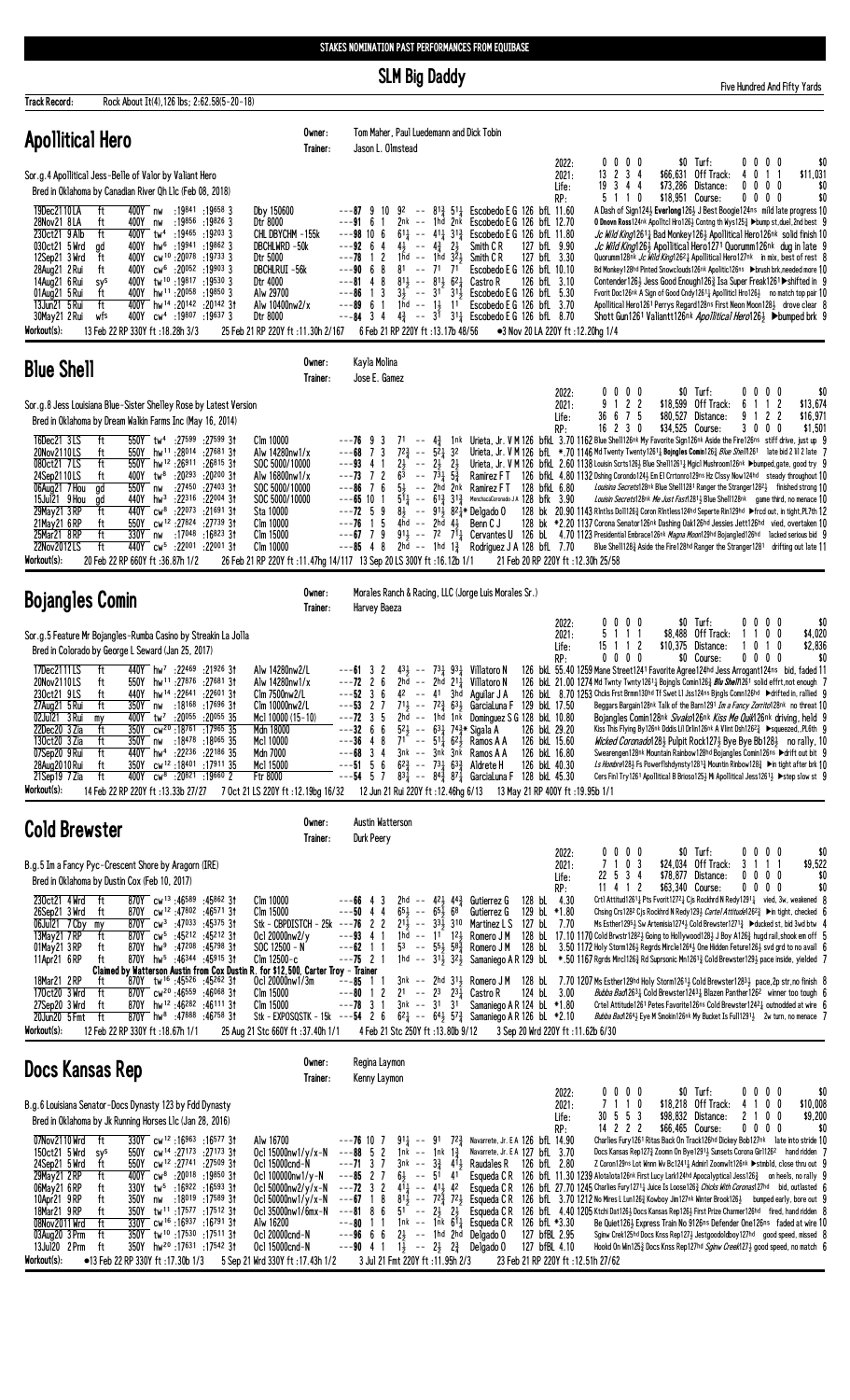STAKES NOMINATION PAST PERFORMANCES FROM EQUIBASE

# SLM Big Daddy

Five Hundred And Fifty Yards

**Track Record:** Rock About It(4),126 lbs; 2:62.58(5-20-18)

## Apollitical Hero

Owner: Tom Maher, Paul Luedemann and Dick Tobin
Trainer: Jason L. Olmstead

Sor.g.4 Apollitical Jess-Belle of Valor by Valiant Hero
Bred in Oklahoma by Canadian River Qh Llc (Feb 08, 2018)

| | | | | | Turf: | | | | | |
|---|---|---|---|---|---|---|---|---|---|---|
| 2022: | 0 0 0 0 | $0 | Turf: | 0 0 0 0 | $0 |
| 2021: | 13 2 3 4 | $66,631 | Off Track: | 4 0 1 1 | $11,031 |
| Life: | 19 3 4 4 | $73,286 | Distance: | 0 0 0 0 | $0 |
| RP: | 5 1 1 0 | $18,951 | Course: | 0 0 0 0 | $0 |

```
19Dec2110LA  ft  400Y nw  :19841 :19658 3   Dby 150600        ---87 9 10 9²  -- 8¹½ 5¹¼ Escobedo E G 126 bfL 11.60 A Dash of Sign124¾ Everlong126½ J Best Boogie124ns mild late progress 10
28Nov21 8LA  ft  400Y nw  :19856 :19826 3   Dtr 8000          ---91 6 1  2nk -- 1hd 2nk Escobedo E G 126 bfL 12.70 O Dnovn Ross124nk Apolltcl Hro126½ Contng th Wys125½ ▶bump st,duel,2nd best 9
23Oct21 9Alb ft  400Y tw⁴ :19465 :19203 3   CHL DBYCHM -155k  ---98 10 6 6¹¼ -- 4¹½ 3¹¾ Escobedo E G 126 bfL 11.80 Jc Wild King1261½ Bad Monkey126¾ Apollitical Hero126nk solid finish 10
03Oct21 5Wrd gd  400Y hw⁶ :19941 :19862 3   DBCHLWRD -50k     ---92 6 4  4½ -- 4¾ 2½  Smith C R    127 bfL 9.90  Jc Wild King126½ Apollitical Hero1271 Quorumm126nk dug in late 9
12Sep21 3Wrd ft  400Y cw¹⁰ :20078 :19733 3  Dtr 5000          ---78 1 2  1hd -- 1hd 3²½ Smith C R    127 bfL 3.30  Quorumm128nk Jc Wild King1262¼ Apollitical Hero127nk in mix, best of rest 8
28Aug21 2Rui ft  400Y cw⁶ :20052 :19903 3   DBCHLRUI -56k     ---90 6 8  8¹ -- 7¹ 7¹   Escobedo E G 126 bfL 10.10 Bd Monkey128hd Pinted Snowclouds126nk Apolitic126ns ▶brush brk,needed more 10
14Aug21 6Rui sys 400Y tw¹⁰ :19817 :19530 3  Dtr 4000          ---81 4 8  8¹½ -- 8¹½ 6²¼ Castro R     126 bfL 3.10  Contender126½ Jess Good Enough126¾ Isa Super Freak1261 ▶shifted in 9
01Aug21 5Rui ft  400Y hw¹¹ :20058 :19850 3  Alw 29700         ---86 1 3  3½ -- 3¹ 3¹¼  Escobedo E G 126 bfL 5.30  Fvorit Doc126nk A Sign of Good Cndy126¹¼ Apollitcl Hro126½ no match top pair 10
13Jun21 5Rui ft  400Y hw¹⁴ :20142 :20142 3† Alw 10400nw2/x   ---89 6 1  1hd -- 1½ 1¹  Escobedo E G 126 bfL 3.70  Apollitical Hero1261 Perrys Regard128ns First Neon Moon128½ drove clear 8
30May21 2Rui wfs 400Y cw⁴ :19807 :19637 3   Dtr 8000          ---84 3 4  4¾ -- 3¹ 3¹¼  Escobedo E G 126 bfL 8.70  Shott Gun1261 Valiantt126nk Apollitical Hero126½ ▶bumped brk 9
```

Workout(s): 13 Feb 22 RP 330Y ft :18.28h 3/3 | 25 Feb 21 RP 220Y ft :11.30h 2/167 | 6 Feb 21 RP 220Y ft :13.17b 48/56 | ●3 Nov 20 LA 220Y ft :12.20hg 1/4

## Blue Shell

Owner: Kayla Molina
Trainer: Jose E. Gamez

Sor.g.8 Jess Louisiana Blue-Sister Shelley Rose by Latest Version
Bred in Oklahoma by Dream Walkin Farms Inc (May 16, 2014)

| | | | | | |
|---|---|---|---|---|---|
| 2022: | 0 0 0 0 | $0 | Turf: | 0 0 0 0 | $0 |
| 2021: | 9 1 2 2 | $18,599 | Off Track: | 6 1 1 2 | $13,674 |
| Life: | 36 6 7 5 | $80,527 | Distance: | 9 1 2 2 | $16,971 |
| RP: | 16 2 3 0 | $34,525 | Course: | 3 0 0 0 | $1,501 |

```
16Dec21 3LS   ft  550Y tw⁴ :27599 :27599 3†  Clm 10000        ---76 9 3  7¹ -- 4¾ 1nk  Urieta, Jr. V M 126 bfkL 3.70 1162 Blue Shell126nk My Favorite Sign126nk Aside the Fire126ns stiff drive, just up 9
20Nov2110LS   ft  550Y hw¹¹ :28014 :27681 3†  Alw 14280nw1/x  ---68 7 3  7²¾ -- 5²½ 3²  Urieta, Jr. V M 126 bfL *.70 1146 Md Twenty Twenty1261¾ Bojngles Comin126½ Blue Shell1261 late bid 2 1l 2 late 7
08Oct21 7LS   ft  550Y hw¹² :26911 :26815 3†  SOC 5000/10000  ---93 4 1  2½ -- 2½ 2½  Urieta, Jr. V M 126 bfkL 2.60 1138 Louisin Scrts126½ Blue Shell1261¾ Mgicl Mushroom126nk ▶bumped,gate, good try 9
24Sep2110LS   ft  400Y tw⁸ :20293 :20200 3†  Alw 16800nw1/x  ---73 7 2  6³ -- 7³¾ 5¾  Ramirez F T  126 bfkL 4.80 1132 Dshing Corondo124¾ Em El Crrtonno129ns Hz Clssy Now124hd steady throughout 10
06Aug21 7Hou  gd  550Y nw  :27450 :27403 3†  SOC 5000/10000  ---86 7 6  5½ -- 2hd 2nk Ramirez F T  128 bfkL 6.80 Louisina Secrets128nk Blue Shell1281 Ranger the Stranger1282½ finished strong 10
15Jul21 9Hou  gd  440Y hw³ :22316 :22004 3†  SOC 5000/10000  ---65 10 1 5¹¼ -- 6¹¾ 3¹¾ MenchacaCoronado J A 128 bfk 3.90 Louisina Secrets128nk Me Just Fast1281½ Blue Shell128hd game third, no menace 10
29May21 3RP   ft  440Y cw⁶ :22073 :21691 3†  Sta 10000       ---72 5 9  8½ -- 9¹¾ 8²¾* Delgado O   128 bk 20.90 1143 Rintlss Dol1126½ Coron Rintless124hd Seperte Rin129hd ▶frcd out, in tight,PL7th 12
21May21 6RP   ft  550Y cw¹² :27824 :27739 3†  Clm 10000       ---76 1 5  4hd -- 2hd 4¾  Benn C J     128 bk *2.20 1137 Corona Senator126nk Dashing Oak126hd Jessies Jett126hd vied, overtaken 10
25Mar21 8RP   ft  330Y nw  :17048 :16823 3†  Clm 15000       ---67 7 9  9¹½ -- 7² 7¹¼  Cervantes U  126 bL 4.70 1123 Presidential Embrace126nk Magna Moon129hd Bojangled126hd lacked serious bid 9
22Nov2012LS   ft  440Y cw⁵ :22001 :22001 3†  Clm 10000       ---85 4 8  2hd -- 1hd 1¾  Rodriquez J A 128 bfL 7.70 Blue Shell128¾ Aside the Fire128hd Ranger the Stranger1281 drifting out late 11
```

Workout(s): 20 Feb 22 RP 660Y ft :36.87h 1/2 | 26 Feb 21 RP 220Y ft :11.47hg 14/117 | 13 Sep 20 LS 300Y ft :16.12b 1/1 | 21 Feb 20 RP 220Y ft :12.30h 25/58

## Bojangles Comin

Owner: Morales Ranch & Racing, LLC (Jorge Luis Morales Sr.)
Trainer: Harvey Baeza

Sor.g.5 Feature Mr Bojangles-Rumba Casino by Streakin La Jolla
Bred in Colorado by George L Seward (Jan 25, 2017)

| | | | | | |
|---|---|---|---|---|---|
| 2022: | 0 0 0 0 | $0 | Turf: | 0 0 0 0 | $0 |
| 2021: | 5 1 1 1 | $8,488 | Off Track: | 1 1 0 0 | $4,020 |
| Life: | 15 1 1 2 | $10,375 | Distance: | 1 0 1 0 | $2,836 |
| RP: | 0 0 0 0 | $0 | Course: | 0 0 0 0 | $0 |

```
17Dec2111LS   ft  440Y hw⁷ :22469 :21926 3†  Alw 14280nw2/L   ---61 3 2  4³½ -- 7³¼ 9³¼ Villatoro N  126 bkL 55.40 1259 Mane Street1241 Favorite Agree124hd Jess Arrogant124ns bid, faded 11
20Nov2110LS   ft  550Y hw¹¹ :27876 :27681 3†  Alw 14280nw1/x  ---72 2 6  2hd -- 2hd 2¹¼ Villatoro N  126 bkL 21.00 1274 Md Twnty Twnty1261¾ Bojngls Comin126½ Blu Shll1261 solid effrt,not enough 7
23Oct21 9LS   ft  440Y hw¹⁴ :22641 :22601 3†  Clm 7500nw2/L   ---52 3 6  4² -- 4¹ 3hd Aguilar J A  126 bkL 8.70 1253 Chcks Frst Brmm130hd Tf Swet Ll Jss124ns Bjngls Comn126hd ▶drifted in, rallied 9
27Aug21 5Rui  ft  350Y nw  :18168 :17696 3†  Clm 10000nw2/L  ---53 2 7  7¹½ -- 7²¾ 6³½ GarciaLuna F 129 bkL 17.50 Beggars Bargain128nk Talk of the Barn1291 Im a Fancy Zorrito128nk no threat 10
02Jul21 3Rui  my  400Y tw⁷ :20055 :20055 3†  Mcl 10000(15-10) ---72 3 5  2hd -- 1hd 1nk Dominguez S G 128 bkL 10.80 Bojangles Comin128nk Sivako126nk Kiss Me Quik126nk driving, held 9
22Dec20 3Zia  ft  350Y cw²⁰ :18761 :17965 3†  Mdn 18000       ---32 6 6  5²½ -- 6³¼ 7⁴¾* Sigala A   126 bkL 29.20 Kiss This Flying By126nk Ddds Lil Drlin126nk A Vlint Dsh1262¾ ▶squeezed,.PL6th 9
13Oct20 3Zia  ft  350Y nw  :18478 :18065 3†  Mcl 10000       ---36 4 8  7¹ -- 5¹¼ 6²½ Ramos A A   126 bkL 15.60 Wicked Coronado128½ Pulpit Rock127½ Bye Bye Bb128½ no rally, 10
07Sep20 9Rui  ft  440Y hw⁴ :22236 :22186 3†  Mdn 7000        ---68 3 4  3nk -- 3nk 3nk Ramos A A   126 bkL 16.80 Swearengen128nk Mountain Rainbow128hd Bojangles Comin126ns ▶drift out bit 9
28Aug2010Rui  ft  350Y cw¹² :18401 :17911 3†  Mcl 15000       ---51 5 6  6²¾ -- 7³¼ 6³½ Aldrete H   126 bkL 40.30 Ls Hombre128½ Fs Powerflshdynsty1281¾ Mountin Rinbow128¾ ▶in tight after brk 10
21Sep19 7Zia  ft  400Y cw⁸ :20821 :19660 2   Ftr 8000        ---54 5 7  8³¾ -- 8⁴¾ 8⁷¾ GarciaLuna F 128 bkL 45.30 Cers Finl Try1261 Apollitical B Brioso125¾ Mi Apollitical Jess1261½ ▶step slow st 9
```

Workout(s): 14 Feb 22 RP 220Y ft :13.33b 27/27 | 7 Oct 21 LS 220Y ft :12.19bg 16/32 | 12 Jun 21 Rui 220Y ft :12.46hg 6/13 | 13 May 21 RP 400Y ft :19.95b 1/1

## Cold Brewster

Owner: Austin Watterson
Trainer: Durk Peery

B.g.5 Im a Fancy Pyc-Crescent Shore by Aragorn (IRE)
Bred in Oklahoma by Dustin Cox (Feb 10, 2017)

| | | | | | |
|---|---|---|---|---|---|
| 2022: | 0 0 0 0 | $0 | Turf: | 0 0 0 0 | $0 |
| 2021: | 7 1 0 3 | $24,034 | Off Track: | 3 1 1 1 | $9,522 |
| Life: | 22 5 3 4 | $78,877 | Distance: | 0 0 0 0 | $0 |
| RP: | 11 4 1 2 | $63,340 | Course: | 0 0 0 0 | $0 |

```
23Oct21 4Wrd ft  870Y cw¹³ :45589 :45862 3†  Clm 10000        ---66 4 3  2hd -- 4²½ 4⁴¾ Gutierrez G  128 bL 4.30  Crtl Attitud1261½ Pts Fvorit1272½ Cjs Rockfrd N Redy12911 vied, 3w, weakened 8
26Sep21 3Wrd ft  870Y cw¹² :47802 :46571 3†  Clm 15000        ---50 4 4  6⁵½ -- 6⁵½ 6⁸  Gutierrez G  129 bL *1.80 Chsing Crs128² Cjs Rockfrd N Redy129½ Cartel Attitude1262¾ ▶in tight, checked 6
06Jul21 7Cby my  870Y cw³ :47033 :45375 3†  Stk - CBPDISTCH - 25k ---76 2 2 2¹½ -- 3³½ 3¹⁰ Martinez L S 127 bL 7.70 Ms Esther129¹½ Sw Artemisia1274¼ Cold Brewster1271½ ▶ducked st, bid 3wd btw 4
13May21 7RP  ft  870Y cw⁵ :45212 :45212 3†  Ocl 20000nw2/y  ---93 4 1  1hd -- 1¹ 1²½ Romero J M   128 bL 17.10 1170 Cold Brwstr1282½ Going to Hollywood128½ J Boy A126½ hugd rail,shook em off 5
01May21 3RP  ft  870Y hw⁹ :47208 :45798 3†  SOC 12500 - N    ---62 1 1  5³ -- 5⁵½ 5⁸¾ Romero J M   128 bL 3.50 1172 Holy Storm126½ Regrds Mrcle126½ One Hidden Feture126½ svd grd to no avail 6
11Apr21 6RP  ft  870Y hw⁵ :46344 :45915 3†  Clm 12500-c      ---75 2 1  1hd -- 3¹½ 3²½ Samaniego A R 129 bL *.50 1167 Rgrds Mirc11261½ Rd Suprsonic Mn12611½ Cold Brewster129½ pace inside, yielded 7
   Claimed by Watterson Austin from Cox Dustin R. for $12,500, Carter Troy - Trainer
18Mar21 2RP  ft  870Y tw¹⁶ :45526 :45262 3†  Ocl 20000nw1/3m ---85 1 1  3nk -- 2hd 3¹½ Romero J M   128 bL 7.70 1207 Ms Esther129hd Holy Storm1261½ Cold Brewster1283½ pace,2p str,no finish 8
17Oct20 3Wrd ft  870Y cw²⁰ :46559 :46068 3†  Clm 15000        ---80 1 2  2¹ -- 2³ 2³¾ Castro R     124 bL 3.00  Bubba Bad1263½ Cold Brewster1243½ Blazen Panther1262 winner too tough 6
27Sep20 3Wrd ft  870Y hw¹² :46262 :46111 3†  Clm 15000        ---78 3 1  3nk -- 3¹ 3¹  Samaniego A R 124 bL *1.80 Crtel Attitude1261 Petes Favorite126ns Cold Brewster1242¾ outnodded at wire 6
20Jun20 5Fmt ft  870Y hw⁸ :47888 :46758 3†  Stk - EXPOSQSTK - 15k ---54 2 6 6²¼ -- 6⁴½ 5⁷¾ Samaniego A R 126 bL *2.10 Bubba Bad1264½ Eye M Smokin126nk My Bucket Is Full12911 2w turn, no menace 7
```

Workout(s): 12 Feb 22 RP 330Y ft :18.67h 1/1 | 25 Aug 21 Stc 660Y ft :37.40h 1/1 | 4 Feb 21 Stc 250Y ft :13.80b 9/12 | 3 Sep 20 Wrd 220Y ft :11.62b 6/30

## Docs Kansas Rep

Owner: Regina Laymon
Trainer: Kenny Laymon

B.g.6 Louisiana Senator-Docs Dynasty 123 by Fdd Dynasty
Bred in Oklahoma by Jk Running Horses Llc (Jan 28, 2016)

| | | | | | |
|---|---|---|---|---|---|
| 2022: | 0 0 0 0 | $0 | Turf: | 0 0 0 0 | $0 |
| 2021: | 7 1 1 0 | $18,218 | Off Track: | 4 1 0 0 | $10,008 |
| Life: | 30 5 5 3 | $98,832 | Distance: | 2 1 0 0 | $9,200 |
| RP: | 14 2 2 2 | $66,465 | Course: | 0 0 0 0 | $0 |

```
07Nov2110Wrd ft  330Y cw¹² :16963 :16577 3†  Alw 16700        ---76 10 7 9¹¼ -- 9¹ 7²¾ Navarrete, Jr. E A 126 bfL 14.90 Charlies Fury1261 Rttas Back On Track126hd Dickey Bob127nk late into stride 10
15Oct21 5Wrd sys 550Y cw¹⁴ :27173 :27173 3†  Ocl 15000nw1/y/x-N ---88 5 2 1nk -- 1nk 1½ Navarrete, Jr. E A 127 bfL 3.70 Docs Kansas Rep127½ Zoomn On Bye1291½ Sunsets Corona Girl1262 hand ridden 7
24Sep21 5Wrd ft  550Y cw¹² :27741 :27509 3†  Ocl 15000cnd-N  ---71 3 7  3nk -- 3¾ 4¹½ Raudales R   126 bfL 2.80 Z Coron129ns Lot Nnnn Wo Bo1241¼ Admirl Zoomwit126nk ▶stmbld, close thru out 9
29May21 2RP  ft  400Y cw⁸ :20018 :19850 3†  Ocl 100000nw1/y-N ---85 2 7 6½ -- 5¹ 4¹  Esqueda C R  126 bfL 11.30 1239 Alotaloto126nk First Lucy Lark124hd Apocalyptical Jess126½ on heels, no rally 9
06May21 6RP  ft  330Y tw⁵ :16922 :16593 3†  Ocl 50000nw2/y/x-N ---72 3 2 4¹½ -- 4¹½ 4²  Esqueda C R  126 bfL 27.70 1245 Charlies Fury1271¼ Juice Is Loose126½ Chicks With Coronas127hd bid, outlasted 6
10Apr21 9RP  ft  350Y nw  :18019 :17589 3†  Ocl 50000nw1/y/x-N ---67 1 8 8¹½ -- 7²¾ 7²½ Esqueda C R  126 bfL 3.70 1212 No Mires L Lun126½ Kowboy Jim127nk Winter Brook126½ bumped early, bore out 9
18Mar21 9RP  ft  350Y tw¹¹ :17577 :17512 3†  Ocl 35000nw1/6mx-N ---81 8 6 5¹ -- 2½ 2½  Esqueda C R  126 bfL 4.40 1205 Ktchi Dat126½ Docs Kansas Rep126½ First Prize Charmer126hd fired, hand ridden 8
08Nov2011Wrd ft  330Y cw¹⁶ :16937 :16791 3†  Alw 16200        ---80 1 1  1nk -- 1nk 6¹¼ Esqueda C R  126 bfL *3.30 Be Quiet126½ Express Train No 9126ns Defender One126ns faded at wire 10
03Aug20 3Prm ft  350Y tw¹⁰ :17530 :17511 3†  Ocl 20000cnd-N   ---96 6 6  2½ -- 1hd 2hd Delgado O    127 bfBL 2.95 Sgnw Crek125hd Docs Knss Rep127¾ Jestgoodoldboy127hd good speed, missed 8
13Jul20 2Prm ft  350Y hw²⁰ :17631 :17542 3†  Ocl 15000cnd-N   ---90 4 1  1½ -- 2½ 2¾  Delgado O    127 bfBL 4.10 Hookd On Mn125¾ Docs Knss Rep127hd Sginw Creek127hd good speed, no match 6
```

Workout(s): ●13 Feb 22 RP 330Y ft :17.30b 1/3 | 5 Sep 21 Wrd 330Y ft :17.43h 1/2 | 3 Jul 21 Fmt 220Y ft :11.95h 2/3 | 23 Feb 21 RP 220Y ft :12.51h 27/62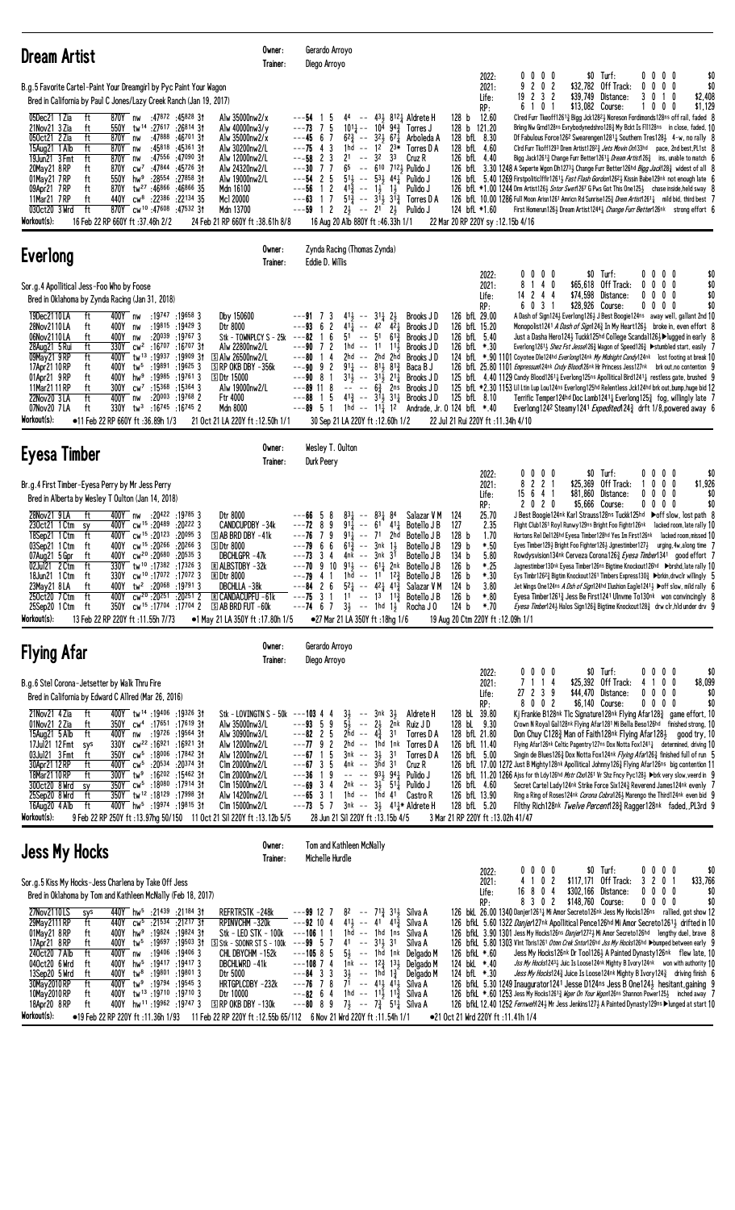## Dream Artist

Owner: Gerardo Arroyo
Trainer: Diego Arroyo

B.g.5 Favorite Cartel-Paint Your Dreamgirl by Pyc Paint Your Wagon
Bred in California by Paul C Jones/Lazy Creek Ranch (Jan 19, 2017)

| | | | | | |
|---|---|---|---|---|---|
| 2022: | 0 0 0 0 | $0 | Turf: | 0 0 0 0 | $0 |
| 2021: | 9 2 0 2 | $32,782 | Off Track: | 0 0 0 0 | $0 |
| Life: | 19 2 3 2 | $39,749 | Distance: | 3 0 1 0 | $2,408 |
| RP: | 6 1 0 1 | $13,082 | Course: | 1 0 0 0 | $1,129 |

05Dec21 1Zia ft 870Y nw :47872 :45828 3↑ Alw 35000nw2/x ---54 1 5 4⁴ -- 4³½ 8¹²½ Aldrete H 128 b 12.60 Clred Furr Tkeoff1261½ Bigg Jck1282½ Noreson Fordimonds128ns off rail, faded 8
21Nov21 3Zia ft 550Y tw¹⁴ :27617 :26814 3↑ Alw 40000nw3/y ---73 7 5 10¹½ -- 10⁴ 9⁴¾ Torres J 128 b 121.20 Bring Nw Grnd128ns Evrybodynedshro128½ My Bckt Is Fll128ns in close, faded, 10
05Oct21 2Zia ft 870Y nw :47888 :46701 3↑ Alw 35000nw2/x ---45 6 7 6²¾ -- 3²½ 6⁷¼ Arboleda A 128 bfL 8.30 Df Fabulous Force1262 Swearengen1261¼ Southern Tres128½ 4-w, no rally 8
15Aug21 1Alb ft 870Y nw :45818 :45361 3↑ Alw 30200nw2/L ---75 4 3 1hd -- 1² 2³* Torres D A 128 bfL 4.60 Clrd Furr Tkoff1293 Drem Artist1282½ Jets Movin Onh134hd pace, 2nd best, PL1st 8
19Jun21 3Fmt ft 870Y nw :47556 :47090 3↑ Alw 12000nw2/L ---58 2 3 2¹ -- 3² 3³ Cruz R 126 bfL 4.40 Bigg Jack1261¾ Change Furr Better1261¼ Dream Artist126¾ ins, unable to match 6
20May21 8RP ft 870Y cw⁷ :47844 :45726 3↑ Alw 24320nw2/L ---30 7 7 6⁵ -- 6¹⁰ 7¹²½ Pulido J 126 bfL 3.30 1248 A Seperte Wgon Dh127¾ Change Furr Better126hd Bigg Jack128½ widest of all 8
01May21 7RP ft 550Y hw⁹ :28554 :27858 3↑ Alw 19000nw2/L ---54 2 5 5¹½ -- 5³½ 4⁴¼ Pulido J 126 bfL 5.40 1269 Firstpoliticlffr1261¼ Fast Flash Gordon1262½ Kissin Babe129nk not enough late 6
09Apr21 7RP ft 870Y tw²⁷ :46866 :46866 35 Mdn 16100 ---56 1 2 4¹½ -- 1½ 1½ Pulido J 126 bfL *1.00 1244 Drm Artist126½ Sntor Swet1267 G Pws Got This One125¼ chase inside, held sway 8
11Mar21 7RP ft 440Y cw⁸ :22386 :22134 35 Mcl 20000 ---63 1 7 5¹¾ -- 3¹½ 3¹¾ Torres D A 126 bfL 10.00 1286 Full Moon Anisn1261 Amricn Rd Sunrise125¾ Drem Artist1261¼ mild bid, third best 7
03Oct20 3Wrd ft 870Y cw¹⁰ :47608 :47532 3↑ Mdn 13700 ---59 1 2 2½ -- 2¹ 2½ Pulido J 124 bfL *1.60 First Homerun126½ Dream Artist1244¼ Change Furr Better126nk strong effort 6

Workout(s): 16 Feb 22 RP 660Y ft :37.46h 2/2 24 Feb 21 RP 660Y ft :38.61h 8/8 16 Aug 20 Alb 880Y ft :46.33h 1/1 22 Mar 20 RP 220Y sy :12.15b 4/16

## Everlong

Owner: Zynda Racing (Thomas Zynda)
Trainer: Eddie D. Willis

Sor.g.4 Apollitical Jess-Foo Who by Foose
Bred in Oklahoma by Zynda Racing (Jan 31, 2018)

| | | | | | |
|---|---|---|---|---|---|
| 2022: | 0 0 0 0 | $0 | Turf: | 0 0 0 0 | $0 |
| 2021: | 8 1 4 0 | $65,618 | Off Track: | 0 0 0 0 | $0 |
| Life: | 14 2 4 4 | $74,598 | Distance: | 0 0 0 0 | $0 |
| RP: | 6 0 3 1 | $28,926 | Course: | 0 0 0 0 | $0 |

19Dec21 10LA ft 400Y nw :19747 :19658 3 Dby 150600 ---91 7 3 4¹½ -- 3¹¼ 2½ Brooks J D 126 bfL 29.00 A Dash of Sign124½ Everlong126½ J Best Boogie124ns away well, gallant 2nd 10
28Nov21 10LA ft 400Y nw :19815 :19429 3 Dtr 8000 ---93 6 2 4¹¾ -- 4² 4²½ Brooks J D 126 bfL 15.20 Monopolist1241 A Dash of Sign124¾ In My Heart126½ broke in, even effort 8
06Nov21 10LA ft 400Y nw :20039 :19767 3 Stk - TOWNPLCY S - 25k ---82 1 6 5¹ -- 5¹ 6¹¾ Brooks J D 126 bfL 5.40 Just a Dasha Hero124½ Tuckk125hd College Scandal126½ ▶lugged in early 8
28Aug21 5Rui ft 330Y cw² :16707 :16707 3↑ Alw 22800nw2/L ---90 7 2 1hd -- 1¹ 1¹½ Brooks J D 126 bfL *.30 Everlong1261½ Shez Fst Jesse126½ Wagon of Speed126½ ▶stumbled start, easily 7
09May21 9RP ft 400Y tw¹³ :19937 :19909 3↑ Ⓢ Alw 26500nw2/L ---80 1 4 2hd -- 2hd 2hd Brooks J D 124 bfL *.90 1101 Coyotee Dle124hd Everlong124nk My Midnight Candy124nk lost footing at break 10
17Apr21 10RP ft 400Y tw⁵ :19891 :19625 3 Ⓢ RP OKB DBY -356k ---90 9 2 9¹¼ -- 8¹½ 8¹¾ Baca B J 126 bfL 25.80 1101 Empressum124nk Cndy Blood126nk Hr Princess Jess127nk brk out, no contention 9
01Apr21 9RP ft 400Y hw⁹ :19985 :19761 3 Ⓢ Dtr 15000 ---90 8 1 3¹½ -- 3¹½ 2¹¼ Brooks J D 125 bfL 4.40 1129 Candy Blood1261¼ Everlong125ns Apollitical Bird1241½ restless gate, brushed 9
11Mar21 11RP ft 300Y cw⁷ :15368 :15364 3 Alw 19000nw2/L ---89 11 8 -- -- 6¾ 2ns Brooks J D 125 bfL *2.30 1153 Lil Ltin Lup Lou124ns Everlong125hd Relentless Jck124hd brk out,bump,huge bid 12
22Nov20 3LA ft 400Y nw :20003 :19768 2 Ftr 4000 ---88 1 5 4¹¾ -- 3¹½ 3¹¼ Brooks J D 125 bfL 8.10 Terrific Temper124hd Doc Lamb1241½ Everlong125¾ fog, willingly late 7
07Nov20 7LA ft 330Y tw³ :16745 :16745 2 Mdn 8000 ---89 5 1 1hd -- 1¹½ 1² Andrade, Jr. O 124 bfL *.40 Everlong1242 Steamy1241 Expedited124¾ drft 1/8,powered away 6

Workout(s): ●11 Feb 22 RP 660Y ft :36.89h 1/3 21 Oct 21 LA 220Y ft :12.50h 1/1 30 Sep 21 LA 220Y ft :12.60h 1/2 22 Jul 21 Rui 220Y ft :11.34h 4/10

## Eyesa Timber

Owner: Wesley T. Oulton
Trainer: Durk Peery

Br.g.4 First Timber-Eyesa Perry by Mr Jess Perry
Bred in Alberta by Wesley T Oulton (Jan 14, 2018)

| | | | | | |
|---|---|---|---|---|---|
| 2022: | 0 0 0 0 | $0 | Turf: | 0 0 0 0 | $0 |
| 2021: | 8 2 2 1 | $25,369 | Off Track: | 1 0 0 0 | $1,926 |
| Life: | 15 6 4 1 | $81,860 | Distance: | 0 0 0 0 | $0 |
| RP: | 2 0 2 0 | $5,666 | Course: | 0 0 0 0 | $0 |

28Nov21 9LA ft 400Y nw :20422 :19785 3 Dtr 8000 ---66 5 8 8³¾ -- 8³¼ 8⁴ Salazar V M 124 25.70 J Best Boogie124nk Karl Strauss128ns Tuckk125hd ▶off slow, lost path 8
23Oct21 1Ctm sy 400Y cw¹⁵ :20489 :20222 3 CANDCUPDBY -34k ---72 8 9 9¹¾ -- 6¹ 4¹¼ Botello J B 127 2.35 Flight Club1261 Royl Runwy129ns Bright Foo Fightr126nk lacked room, late rally 10
18Sep21 1Ctm ft 400Y cw¹⁵ :20123 :20095 3 Ⓢ AB BRD DBY -41k ---76 7 9 9¹¼ -- 7¹ 2hd Botello J B 128 b 1.70 Hortons Rel Del126hd Eyesa Timber128hd Yes Im First126nk lacked room, missed 10
03Sep21 1Ctm ft 400Y cw¹⁵ :20266 :20266 3 Ⓢ Dtr 8000 ---79 6 6 6¹¾ -- 3nk 1½ Botello J B 129 b *.50 Eyes Timber129½ Bright Foo Fighter126½ Jgnestimber127½ urging,4w,along time 7
07Aug21 5Gpr ft 400Y cw²⁰ :20680 :20535 3 DBCHLGPR -47k ---73 3 4 4nk -- 3nk 3¹ Botello J B 134 b 5.80 Rowdysvision134nk Cerveza Corona126¾ Eyesa Timber1341 good effort 7
02Jul21 2Ctm ft 330Y tw¹⁰ :17382 :17326 3 Ⓡ ALBSTDBY -32k ---70 9 10 9¹½ -- 6¹¼ 2nk Botello J B 126 b *.25 Jagnestimber130nk Eyesa Timber126ns Bigtime Knockout126½ ▶brshd,late rally 10
18Jun21 1Ctm ft 330Y cw¹⁰ :17072 :17072 3 Ⓡ Dtr 8000 ---79 4 1 1hd -- 1¹ 1²¾ Botello J B 126 b *.30 Eys Timbr1262¾ Bigtim Knockout1261 Timbers Express130¾ ▶brkn,drwclr willingly 5
23May21 8LA ft 400Y tw² :20068 :19791 3 DBCHLLA -38k ---84 2 6 5²¼ -- 4²¼ 4¹¾ Salazar V M 124 b 3.80 Jet Wings One124ns A Dsh of Sign124hd Dashion Eagle1241½ ▶off slow, mild rally 6
25Oct20 7Ctm ft 400Y cw²⁰ :20251 :20251 2 Ⓡ CANDACUPFU -61k ---75 3 1 1¹ -- 1³ 1¹¾ Botello J B 126 b *.80 Eyesa Timber1261¾ Jess Be First1241 Ulnvme To130nk won convincingly 8
25Sep20 1Ctm ft 350Y cw¹⁵ :17704 :17704 2 Ⓢ AB BRD FUT -60k ---74 6 7 3½ -- 1hd 1½ Rocha J O 124 b *.70 Eyesa Timber124½ Halos Sign126¾ Bigtime Knockout128¾ drw clr,hld under drv 9

Workout(s): 13 Feb 22 RP 220Y ft :11.55h 7/73 ●1 May 21 LA 350Y ft :17.80h 1/5 ●27 Mar 21 LA 350Y ft :18hg 1/6 19 Aug 20 Ctm 220Y ft :12.09h 1/1

## Flying Afar

Owner: Gerardo Arroyo
Trainer: Diego Arroyo

B.g.6 Stel Corona-Jetsetter by Walk Thru Fire
Bred in California by Edward C Allred (Mar 26, 2016)

| | | | | | |
|---|---|---|---|---|---|
| 2022: | 0 0 0 0 | $0 | Turf: | 0 0 0 0 | $0 |
| 2021: | 7 1 1 4 | $25,392 | Off Track: | 4 1 0 0 | $8,099 |
| Life: | 27 2 3 9 | $44,470 | Distance: | 0 0 0 0 | $0 |
| RP: | 8 0 0 2 | $6,140 | Course: | 0 0 0 0 | $0 |

21Nov21 4Zia ft 400Y tw¹⁴ :19406 :19326 3↑ Stk - LOVINGTN S - 50k ---103 4 4 3½ -- 3nk 3½ Aldrete H 128 bL 39.80 Kj Frankie B128nk Tlc Signature128nk Flying Afar128¾ game effort, 10
01Nov21 2Zia ft 350Y cw⁴ :17651 :17619 3↑ Alw 35000nw3/L ---93 5 9 5½ -- 2½ 2nk Ruiz J D 128 bL 9.30 Crown N Royal Gal128nk Flying Afar128½ Mi Bella Beso126hd finished strong, 10
15Aug21 5Alb ft 400Y nw :19726 :19564 3↑ Alw 30900nw3/L ---82 2 5 2hd -- 4¾ 3¹ Torres D A 128 bfL 21.80 Don Chuy C128¾ Man of Faith128nk Flying Afar128½ good try, 10
17Jul21 12Fmt sys 330Y cw²² :16921 :16921 3↑ Alw 12000nw2/L ---77 9 2 2hd -- 1hd 1nk Torres D A 126 bfL 11.40 Flying Afar126nk Celtic Pagentry127ns Dox Notta Fox1241½ determined, driving 10
03Jul21 3Fmt ft 350Y cw⁵ :18006 :17842 3↑ Alw 12000nw2/L ---67 1 5 3nk -- 3½ 3¹ Torres D A 126 bfL 5.00 Singin de Blues126½ Dox Notta Fox124nk Flying Afar126½ finished full of run 5
30Apr21 12RP ft 400Y cw⁵ :20534 :20374 3↑ Clm 20000nw2/L ---67 3 5 4nk -- 3hd 3¹ Cruz R 126 bfL 17.00 1272 Just B Mighty128nk Apollitical Johnny126½ Flying Afar126ns big contention 11
18Mar21 10RP ft 300Y tw⁹ :16202 :15462 3↑ Clm 20000nw2/L ---36 1 9 -- -- 9³½ 9⁴½ Pulido J 126 bfL 11.20 1266 Ajss for th Ldy126hd Mstr Cbo1261 Vr Shz Fncy Pyc128½ ▶brk very slow,veerd in 9
30Oct20 8Wrd sy 350Y cw⁵ :18080 :17914 3↑ Clm 15000nw2/L ---69 3 4 2nk -- 3½ 5¹¼ Pulido J 126 bfL 4.60 Secret Cartel Lady124nk Strike Force Six124¾ Reverend James124nk evenly 7
25Sep20 8Wrd ft 350Y tw¹² :18129 :17998 3↑ Alw 14200nw2/L ---65 3 1 1hd -- 1hd 4¹ Castro R 126 bfL 13.90 Ring a Ring of Roses124nk Corona Cobra126¾ Marengo the Third124nk even bid 9
16Aug20 4Alb ft 400Y hw⁵ :19974 :19815 3↑ Clm 15000nw2/L ---73 5 7 3nk -- 3½ 4¹¾* Aldrete H 128 bfL 5.20 Filthy Rich128nk Twelve Percent128¾ Ragger128nk faded, PL3rd 9

Workout(s): 9 Feb 22 RP 250Y ft :13.97hg 50/150 11 Oct 21 Sil 220Y ft :13.12b 5/5 28 Jun 21 Sil 220Y ft :13.15b 4/5 3 Mar 21 RP 220Y ft :13.02h 41/47

## Jess My Hocks

Owner: Tom and Kathleen McNally
Trainer: Michelle Hurdle

Sor.g.5 Kiss My Hocks-Jess Charlena by Take Off Jess
Bred in Oklahoma by Tom and Kathleen McNally (Feb 17, 2017)

| | | | | | |
|---|---|---|---|---|---|
| 2022: | 0 0 0 0 | $0 | Turf: | 0 0 0 0 | $0 |
| 2021: | 4 1 0 2 | $117,171 | Off Track: | 3 2 0 1 | $33,766 |
| Life: | 16 8 0 4 | $302,166 | Distance: | 0 0 0 0 | $0 |
| RP: | 8 3 0 2 | $148,760 | Course: | 0 0 0 0 | $0 |

27Nov21 10LS sys 440Y hw⁵ :21439 :21184 3↑ REFRTRSTK -248k ---99 12 7 8² -- 7¹¾ 3¹½ Silva A 126 bkL 26.00 1340 Danjer1261¼ Mi Amor Secreto126nk Jess My Hocks126ns rallied, got show 12
29May21 11RP ft 440Y cw⁵ :21534 :21217 3↑ RPINVCHM -320k ---92 10 4 4¹½ -- 4¹ 4¹¾ Silva A 126 bfkL 5.60 1322 Danjer127nk Apollitical Pence126hd Mi Amor Secreto1261½ drifted in 10
01May21 8RP ft 400Y hw⁹ :19824 :19824 3↑ Stk - LEO STK - 100k ---106 1 1 1hd -- 1hd 1ns Silva A 126 bfkL 3.90 1301 Jess My Hocks126ns Danjer1272½ Mi Amor Secreto126hd lengthy duel, brave 8
17Apr21 8RP ft 400Y tw⁵ :19697 :19503 3↑ Ⓢ Stk - SOONR ST S - 100k ---99 5 7 4¹ -- 3¹½ 3¹ Silva A 126 bfkL 5.80 1303 Vlnt Thris1261 Oten Crek Sitor126hd Jss My Hocks126hd ▶bumped between early 9
24Oct20 7Alb ft 400Y nw :19406 :19406 3 CHL DBYCHM -152k ---105 8 5 5½ -- 1hd 1nk Delgado M 126 bfkL *.60 Jess My Hocks126nk Dr Tool126½ A Painted Dynasty126nk flew late, 10
04Oct20 6Wrd ft 400Y hw⁵ :19417 :19417 3 DBCHLWRD -41k ---108 7 4 1nk -- 1²¾ 1³½ Delgado M 124 bkL *.40 Jss My Hocks124³½ Juic Is Loose124nk Mighty B Ivory124nk won with authority 10
13Sep20 5Wrd ft 400Y tw⁸ :19801 :19801 3 Dtr 5000 ---84 3 3 3½ -- 1hd 1¾ Delgado M 124 bkL *.30 Jess My Hocks124¾ Juice Is Loose124nk Mighty B Ivory124¾ driving finish 6
30May20 10RP ft 400Y tw⁹ :19794 :19545 3 HRTGPLCDBY -232k ---76 7 8 7¹ -- 4¹½ 4¹½ Silva A 126 bfkL 5.30 1249 Inauguratorr1241 Jesse D124ns Jess B One124½ hesitant, gaining 9
10May20 10RP ft 400Y tw¹³ :19710 :19710 3 Dtr 10000 ---82 6 4 1hd -- 1¹½ 1¹¾ Silva A 126 bfkL *.60 1253 Jess My Hocks1261¾ Wgen On Your Wgon126ns Shannon Power125½ inched away 7
18Apr20 8RP ft 400Y hw¹¹ :19962 :19747 3 Ⓢ RP OKB DBY -130k ---80 8 9 7½ -- 7¾ 5¹¼ Silva A 126 bfkL 12.40 1252 Fernweh124½ Mr Jess Jenkins127½ A Painted Dynasty129ns ▶lunged at start 10

Workout(s): ●19 Feb 22 RP 220Y ft :11.36h 1/93 11 Feb 22 RP 220Y ft :12.55bg 65/112 6 Nov 21 Wrd 220Y ft :11.54h 1/1 ●21 Oct 21 Wrd 220Y ft :11.41h 1/4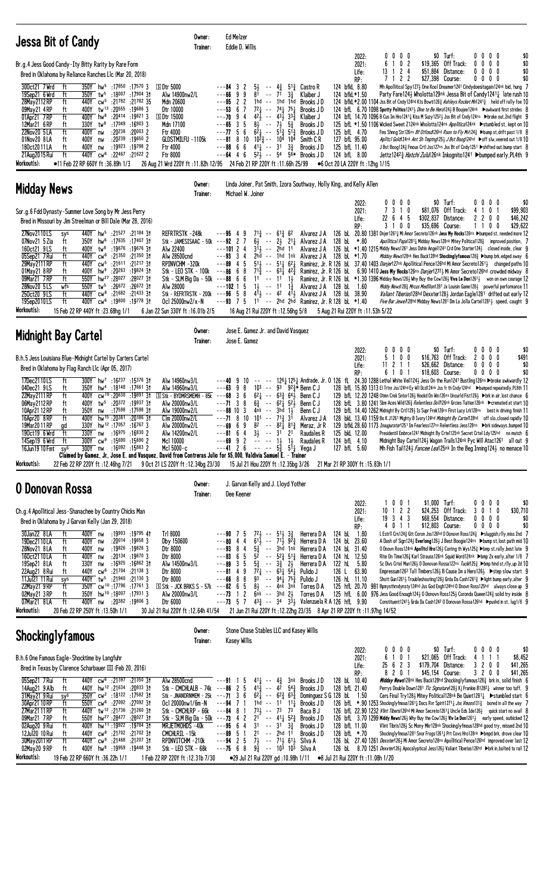## Jessa Bit of Candy

Owner: Ed Melzer
Trainer: Eddie D. Willis

Br.g.4 Jess Good Candy-Ity Bitty Rarity by Rare Form
Bred in Oklahoma by Reliance Ranches Llc (Mar 20, 2018)

| | | | | | | |
|---|---|---|---|---|---|---|
| 2022: | 0 0 0 0 | $0 | Turf: | 0 0 0 0 | $0 |
| 2021: | 6 1 0 2 | $19,365 | Off Track: | 0 0 0 0 | $0 |
| Life: | 13 1 2 4 | $51,884 | Distance: | 0 0 0 0 | $0 |
| RP: | 7 1 2 2 | $27,398 | Course: | 0 0 0 0 | $0 |

```
30Oct21 7Wrd  ft  350Y hw5 :17850 :17570 3  [S]Dtr 5000        ---84 3 2  5½ -- 4½ 5¼¾ Castro R    124 bfkL 8.80  Mh Apollitical Spy127½ One Kool Dreamer1241 Cindydoesitagain124nk bid, hung 7
19Sep21 6Wrd  ft  350Y tw5 :18007 :17904 3†  Alw 14900nw2/L   ---66 9 9  8¹ -- 7¹ 3¾  Klaiber J    124 bfkL*1.50  Party Fare124½ Wholotta129nk Jessa Bit of Candy1241¼ late rush 10
28May2112RP   ft  440Y cw5 :21782 :21782 3S  Mdn 20600        ---85 2 2  1hd -- 1hd 1hd Brooks J D  124 bfkL*2.00 1104 Jss Bit of Cndy124hd Kts Bow126½ Ashleys Rocket Mn1241½ held off rally foe 10
09May21 4RP   ft  400Y tw13 :20555 :19686 3  Dtr 10000        ---53 6 7  7²½ -- 7⁴½ 7⁵¼ Brooks J D  124 bfL 6.70 1098 Spotty Politics1241½ Dine to Be Hero124½ B Boujee124nk ▶awkward first strides 8
01Apr21 7RP   ft  400Y hw8 :20414 :19821 3  [S]Dtr 15000      ---70 9 4  4²½ -- 4³½ 3³¾ Klaiber J    124 bfL 14.70 1096 B Cus Im Hro124½ Kiss M Suzy1252½ Jss Bit of Cndy124ns ▶broke out,2nd flight 9
12Mar21 6RP   ft  330Y tw8 :17049 :16903 3  Mdn 17100        ---65 3 5  8½ -- 7½ 5¾  Brooks J D  125 bfL *1.50 1106 Wicked Sweet Z124nk Wholotta124ns Apolitical124nk ▶stumbled st, kept on 10
22Nov20 5LA   ft  400Y nw :20238 :20003 2  Ftr 4000         ---77 5 6  6²½ -- 5¹¾ 5¹¾ Brooks J D  125 bfL 4.70  Fms Shrng Str126ns BF Dtfosd126hd Rscn to Fly Mv124½ ▶bump st,drift past 1/8 8
01Nov20 8LA   ft  400Y nw :20239 :19650 2  GLDSTMILFU -1105k ---81 8 10 10²¾ -- 10⁴ 10⁴ Smith C R   127 bfL 95.00 Aplltcl Gold124nk Ant Sh Tmptngl25½ J Bst Boog124hd ▶off slw,veered out 1/8 10
18Oct2011LA   ft  400Y nw :19923 :19798 2  Ftr 4000         ---88 6 6  4¹½ -- 3¹ 3¾  Brooks J D  125 bfL 11.40 J Bst Boog124½ Fmous Crtl Jss127ns Jss Bt of Cndy1251 ▶shifted out,bump start 8
21Aug2015Rui  ft  440Y cw6 :22467 :21622 2  Ftr 8000         ---64 4 6  5²½ -- 5⁴ 5⁶* Brooks J D  124 bfL 8.00  Jettz1242¾ Hatchi Zulu126nk Inkognito1241 ▶bumped early,PL4th 9
```

Workout(s): •11 Feb 22 RP 660Y ft :36.89h 1/3   26 Aug 21 Wrd 220Y ft :11.82h 12/95   24 Feb 21 RP 220Y ft :11.66h 25/99   •6 Oct 20 LA 220Y ft :12hg 1/15

## Midday News

Owner: Linda Joiner, Pat Smith, Izora Southway, Holly King, and Kelly Allen
Trainer: Michael W. Joiner

Sor.g.6 Fdd Dynasty-Summer Love Song by Mr Jess Perry
Bred in Missouri by Jim Streelman or Bill Dale (Mar 28, 2016)

| | | | | | | |
|---|---|---|---|---|---|---|
| 2022: | 0 0 0 0 | $0 | Turf: | 0 0 0 0 | $0 |
| 2021: | 7 3 1 0 | $81,076 | Off Track: | 4 1 0 1 | $99,903 |
| Life: | 22 6 4 5 | $302,837 | Distance: | 2 2 0 0 | $46,242 |
| RP: | 3 1 0 0 | $35,696 | Course: | 1 1 0 0 | $29,622 |

```
27Nov2110LS   sys 440Y hw5 :21527 :21184 3†  REFRTRSTK -248k   ---95 4 9  7¹¾ -- 6¹¾ 6²   Alvarez J A  126 bL 20.80 1381 Dnjer1261½ Mi Amor Secreto126nk Jess My Hocks126ns ▶bumped st, needed more 12
07Nov21 5Zia  ft  350Y hw6 :17635 :17407 3†  Stk - JAMESISAAC - 50k ---92 2 7  6½ -- 2½ 2¹¼  Alvarez J A  128 bL *.80  Apollitical Papa1281¼ Midday News128nk Mtey Political128½ improved position, 7
16Oct21 9LS   ft  400Y tw8 :19676 :19676 3†  Alw 22400        ---101 2 4 3¹½ -- 2hd 1¹  Alvarez J A  126 bL *1.40 1215 Mddy News1261 Jess Dshin Angel1241 Crd One Starter124½ closed inside, clear 9
05Sep21 7Rui  ft  440Y cw6 :21350 :21350 3†  Alw 28500cnd     ---93 3 4  2hd -- 1hd 1nk Alvarez J A  128 bL *1.70  Midday News128nk Hes Back128hd Shocklyfamous128½ ▶bump brk,edged away 6
29May2111RP   ft  440Y cw5 :21611 :21217 3†  RPINVCHM -320k   ---89 4 5  5¹½ -- 5¹¼ 6²¼ Ramirez, Jr. R 126 bL 37.40 1403 Danjer127nk Apollitical Pence126hd Mi Amor Secreto1261½ changed paths 10
01May21 8RP   ft  400Y hw9 :20263 :19824 3†  Stk - LEO STK - 100k ---86 6 8 7¹¾ -- 6³¼ 4²¾ Ramirez, Jr. R 126 bL 6.90 1410 Jess My Hocks126ns Danjer1272¼ Mi Amor Secreto126hd crowded midway 8
09Mar21 7RP   ft  550Y hw27 :28027 :28027 3†  Stk - SLM Big Da - 50k ---88 6 6 1¹ -- 1¹ 1½ Ramirez, Jr. R 126 bL *1.30 1396 Midday News126½ Why Buy the Cow126½ Viva Le Don1261¼ won on own courage 12
28Nov20 5LS   wfs 550Y tw5 :26672 :26672 3†  Alw 28000        ---102 1 5 1½ -- 1¹ 1¾  Alvarez J A  128 bL 1.60  Middy News128¾ Mrcus Medllon1281 Jx Louisn Game128½ powerful performance 11
25Oct20 9LS   ft  440Y cw8 :21682 :21433 3†  Stk - REFRTRSTK - 100k ---96 5 8 4¹½ -- 4² 4¹½ Alvarez J A  128 bL 38.90  Vallant Tiberias128hd Dexxter128½ Jordan Eagle1281 drifted out early 12
19Sep2010LS   ft  400Y cw6 :19800 :19778 3†  Ocl 25000nw2/x-N ---93 7 5  1¹ -- 2hd 2hd Ramirez, Jr. R 128 bL *1.40  Five Bar Jewel128hd Midday News1281 Dm La Jolla Cartel1281½ speed, caught 9
```

Workout(s): 15 Feb 22 RP 440Y ft :23.68hg 1/1   6 Jun 21 Sam 330Y ft :16.01b 2/5   16 Aug 21 Rui 220Y ft :12.56hg 5/8   5 Aug 21 Rui 220Y ft :11.53h 5/22

## Midnight Bay Cartel

Owner: Jose E. Gamez Jr. and David Vasquez
Trainer: Jose E. Gamez

B.h.5 Jess Louisiana Blue-Midnight Cartel by Carters Cartel
Bred in Oklahoma by Flag Ranch Llc (Apr 05, 2017)

| | | | | | | |
|---|---|---|---|---|---|---|
| 2022: | 0 0 0 0 | $0 | Turf: | 0 0 0 0 | $0 |
| 2021: | 5 1 0 0 | $16,763 | Off Track: | 2 0 0 0 | $491 |
| Life: | 11 2 1 1 | $26,662 | Distance: | 0 0 0 0 | $0 |
| RP: | 6 1 0 1 | $18,603 | Course: | 0 0 0 0 | $0 |

```
17Dec2110LS   ft  300Y hw7 :16237 :15376 3†  Alw 14960nw3/L   ---40 9 10 -- -- 12⁶¾ 12⁵¼ Andrade, Jr. O 126 fL 24.30 1288 Lethal White Veil124½ Jess On the Run1241 Bustling126ns ▶broke awkwardly 12
04Dec21 9LS   ft  350Y hw4 :18148 :17661 3†  Alw 14960nw3/L   ---63 9 8  10³ -- 9³ 9²¾* Benn C J    128 bfL 15.80 1313 El Trtnr Jss124hd Ey Wll Dcd124nk Jss fr th Cndy124hd ▶bumped repeatedly,PL8th 11
22May2111RP   ft  440Y cw10 :20630 :19891 3†  [S]Stk - BYDMRSMEMH - 85k ---68 3 6 6²¼ -- 6³¾ 6⁴¾ Benn C J 129 bfL 12.20 1248 Otmn Crek Sntor126¾ Hookd On Wn126ns Uncurld Fist126½ ▶brk in air,lost chance 6
06May2112RP   ft  400Y tw5 :20372 :19937 3†  Alw 20000nw3/L   ---71 3 8  6½ -- 6²¾ 5²½ Benn C J    128 bfL 3.80 1241 Sbm Aces Wild126½ Hookd On Win126nk Grcies Tuition126nk ▶cremated at start 10
10Apr21 12RP  ft  350Y nw :17598 :17598 3†  Alw 19000nw2/L   ---88 10 3 4nk -- 3hd 1½  Benn C J    129 bfL 14.40 1262 Midnight By Crtl129½ Is Supr Frek126ns First Lucy Lrk128ns best in driving finish 11
16Apr20 8RP   ft  400Y hw15 :20381 :20186 3†  Clm 20000nw2/L   ---71 8 10 10¹ -- 7¹¾ 3¹  Alvarez J A  128 bkL 13.40 1159 Bo K J1261 Mighty B Ivory124hd Midnight By Cartel128hd off slo,closed rapidly 10
19Mar2011RP   gd  330Y hw12 :17057 :16767 3  Alw 20000nw2/L   ---69 6 9  8² -- 8²¾ 8¹¾ Meraz, Jr R 129 bfkL 28.60 1173 Inaugurator1251 Im Fearless127ns Relentless Jess128ns ▶brk sideways,bumped 10
19Oct19 6Wrd  ft  330Y nw :16975 :16830 2  Alw 14200nw2/L   ---81 6 4  3½ -- 3¹ 2¹  Raudales R  125 bkL 12.00 Presidentil Embrce1241 Midnight By Crtel125nk Secret Crtel Ldy125hd no match 6
14Sep19 6Wrd  ft  300Y cw9 :15690 :15690 2  Mcl 10000        ---69 9 2  -- -- 1½ 1½  Raudales R  124 bfL 4.10  Midnight Bay Cartel124½ Wagon Trails124nk Pyc Mill Atac1261 all out 9
16Jun19 10Fmt sys 300Y nw :16092 :15883 2  Mcl 5000-c       ---41 2 6  -- -- 5¾ 5¹¼ Vega J      127 bfL 5.60  Mh Fish Tail124¾ Fancee Lea125nk In the Beg Inning124½ no menace 10
```

Claimed by Gamez, Jr, Jose E. and Vasquez, David from Contreras Julio for $5,000, Valdivia Samuel E. - Trainer

Workout(s): 22 Feb 22 RP 220Y ft :12.46hg 7/21   9 Oct 21 LS 220Y ft :12.34bg 23/30   15 Jul 21 Hou 220Y ft :12.35bg 3/26   21 Mar 21 RP 300Y ft :15.83h 1/1

## O Donovan Rossa

Owner: J. Garvan Kelly and J. Lloyd Yother
Trainer: Dee Keener

Ch.g.4 Apollitical Jess-Shanachee by Country Chicks Man
Bred in Oklahoma by J Garvan Kelly (Jan 29, 2018)

| | | | | | | |
|---|---|---|---|---|---|---|
| 2022: | 1 0 0 1 | $1,000 | Turf: | 0 0 0 0 | $0 |
| 2021: | 10 1 2 2 | $24,253 | Off Track: | 3 0 1 0 | $30,710 |
| Life: | 19 3 4 3 | $68,554 | Distance: | 0 0 0 0 | $0 |
| RP: | 4 0 1 1 | $12,803 | Course: | 0 0 0 0 | $0 |

```
30Jan22 8LA   ft  400Y nw :19903 :19795 4†  Trl 8000         ---90 7 5  7²½ -- 5¹½ 3¾  Herrera D A  124 bL 1.80  L Estrll Crn124¾ Gtt Coron Jss126hd O Donovn Rossa124½ ▶sluggish,rlly,miss 2nd 7
19Dec2110LA   ft  400Y nw :20014 :19658 3  Dby 15600        ---80 4 4  6¹½ -- 7¹¾ 9²¾ Herrera D A  124 bL 23.60 A Dash of Sign124½ Everlong126½ J Best Boogie124nk ▶bump st,lost path mid 10
28Nov21 8LA   ft  400Y nw :19826 :19826 3  Dtr 8000         ---93 8 4  5¾ -- 3hd 1nk Herrera D A  124 bL 31.40 O Donovn Rossa124nk Apollitcl Hro126½ Contng th Wys125½ ▶bmp st,rally,best late 9
16Oct2110LA   ft  400Y nw :20134 :19870 3  Dtr 8000         ---83 6 5  5² -- 5²¾ 5¹¾ Herrera D A  124 hL 12.50 Rite On Time126½ Karl Strauss126nk Squid Word124nk ▶bmp 2x early,alter 1/8 7
19Sep21 8LA   ft  330Y nw :16925 :16862 3†  Alw 14500nw3/L   ---89 3 5  5¾ -- 3¾ 2½  Herrera D A  122 hL 5.80  Sc Dvs Crtel Man126½ O Donovan Rossa122ns Tuckl25¾ ▶bmp hind st,rlly,up 2d 10
22Aug21 8Rui  ft  440Y cw6 :21704 :21138 3  Dtr 8000         ---81 4 9  7²¼ -- 6³½ 5⁴¼ Pulido J    126 L 63.90  Empressum126¾ Tall Timbers126½ B Cause Im a Hero126½ ▶step slow start 9
11Jul21 11Rui sys 440Y tw5 :21940 :21130 3  Dtr 8000         ---66 8 8  9³ -- 9⁴½ 7⁵¾ Pulido J    126 hL 11.10 Shott Gun1261½ Troubleshooting126¾ Grda Da Cash126²¾ ▶light bump early,alter 9
22May21 9RP   ft  350Y cw10 :17796 :17761 3  [S]Stk - JCK BRKS S - 57k ---82 6 5 8½ -- 4nk 3nk Torres D A 125 hfL 20.70 981 Bpmysthrndynsty124hd Jss God Engh124hd O Dnovn Ross125hd always close up 9
02May21 3RP   ft  350Y hw10 :18007 :17931 3  Alw 20000nw3/L   ---73 1 2  6nk -- 3hd 2½  Torres D A  125 hfL 6.00 976 Jess Good Enough124½ O Donovn Ross125½ Coronda Queen124¾ solid try inside 8
07Mar21 8LA   ft  400Y nw :20382 :19806 3  Dtr 6000         ---73 5 7  4³¾ -- 3⁴ 3³½ Valenzuela R A 126 hfL 9.90 Constituent1241¾ Grda Da Cash1242 O Donovan Rossa126hd ▶pushd in st, lug1/8 9
```

Workout(s): 20 Feb 22 RP 250Y ft :13.50h 1/1   30 Jul 21 Rui 220Y ft :12.64h 41/54   21 Jun 21 Rui 220Y ft :12.22hg 23/35   8 Apr 21 RP 220Y ft :11.97hg 14/52

## Shocklyfamous

Owner: Stone Chase Stables LLC and Kasey Willis
Trainer: Kasey Willis

B.h.6 Famous Eagle-Shocktime by Langfuhr
Bred in Texas by Clarence Scharbauer III (Feb 20, 2016)

| | | | | | | |
|---|---|---|---|---|---|---|
| 2022: | 0 0 0 0 | $0 | Turf: | 0 0 0 0 | $0 |
| 2021: | 6 1 0 1 | $21,065 | Off Track: | 4 1 1 1 | $8,452 |
| Life: | 25 6 2 3 | $179,704 | Distance: | 3 2 0 0 | $41,265 |
| RP: | 8 2 0 1 | $45,154 | Course: | 3 2 0 0 | $41,265 |

```
05Sep21 7Rui  ft  440Y cw6 :21397 :21350 3†  Alw 28500cnd     ---91 1 5  4¹¼ -- 4¾ 3nk Brooks J D  128 bL 10.40 Midday News128nk Hes Back128hd Shocklyfamous128½ brk in, solid finish 6
14Aug21 9Alb  ft  440Y hw12 :21634 :20933 3†  Stk - CMCHLALB - 74k ---86 2 5 4¹¼ -- 4² 5⁴¾ Brooks J D 128 bfL 21.40 Perrys Double Down1281 Tlc Signature128½ Kj Frankie B128²¾ winner too tuff, 9
31May21 9Rui  sys 350Y cw2 :18122 :17582 3†  Stk - JNANDRNMEM - 25k ---71 3 6 6²¼ -- 6²¾ 6³¾ Dominguez S G 128 bL 1.50 Cers Final Try128½ Mtey Political128nk Be Quiet1281¾ ▶stumbled start 6
30Apr21 10RP  ft  550Y cw6 :27092 :27092 3†  Ocl 20000nw1/6m-N ---94 7 1 1hd -- 1¹ 1¹¾ Brooks J D  126 bfL *.90 1253 Shocklyfmous126½ Docs Rvr Spirit127½ Jss Knoos131¾ bored in all the way 7
27Mar21 11RP  ft  440Y tw12 :21736 :21260 3†  Stk - CMCHLRP - 66k ---84 8 1 7³½ -- 7³ 7³  Baca B J    126 bfL 22.90 1232 Vlnt Tberis126hd Mi Amor Secreto126½ Uncle Eds Ide126½ quick start no avail 8
09Mar21 7RP   ft  550Y hw27 :28477 :28027 3†  Stk - SLM Big Da - 50k ---73 4 2 2¹ -- 4¹½ 5²¾ Brooks J D 126 bfL 3.70 1299 Middy News126½ Why Buy the Cow126½ Viva Le Don1261¼ early speed, outkicked 12
02Aug20 9Rui  ft  440Y hw11 :19822 :19784 3†  MRJETMOHDS -40k  ---95 6 4  3¹ -- 3¹ 3¾  Brooks J D  128 bfL 11.00 Vlnt Tbris128½ Sc Mony Mkr128nk Shocklyfmous128hd good try, missed 2nd 10
12Jul20 10Rui ft  440Y cw8 :21702 :21702 3†  CMCHLRUI - 15k  ---89 5 1  2¹ -- 2hd 1¹  Brooks J D  128 bfL *.70  Shocklyfmous1281 Snor Frogs126¹¾ Prt Cavs Hro128nk ▶bmpd brk, drove clear 10
30May2011RP   ft  440Y cw9 :21468 :21207 3†  RPINVITCHM -210k ---94 2 5  7½ -- 7¹½ 6¹½ Silva A     126 bL 27.40 1261 Dexxter126½ Mi Amor Secreto128ns Apollitical Pence126nk improved over last 12
02May20 9RP   ft  400Y hw8 :19959 :19448 3†  Stk - LEO STK - 68k ---75 6 8 9¾ -- 10³ 10³ Silva A     126 bL 8.70 1251 Dexxter126½ Apocalyptical Jess126½ Valiant Tiberias126hd ▶brk in,bolted to rail 12
```

Workout(s): 19 Feb 22 RP 660Y ft :36.22h 1/1   1 Feb 22 RP 220Y ft :12.31b 7/30   •29 Jul 21 Rui 220Y gd :10.98h 1/11   •8 Jul 21 Rui 220Y ft :11.08h 1/20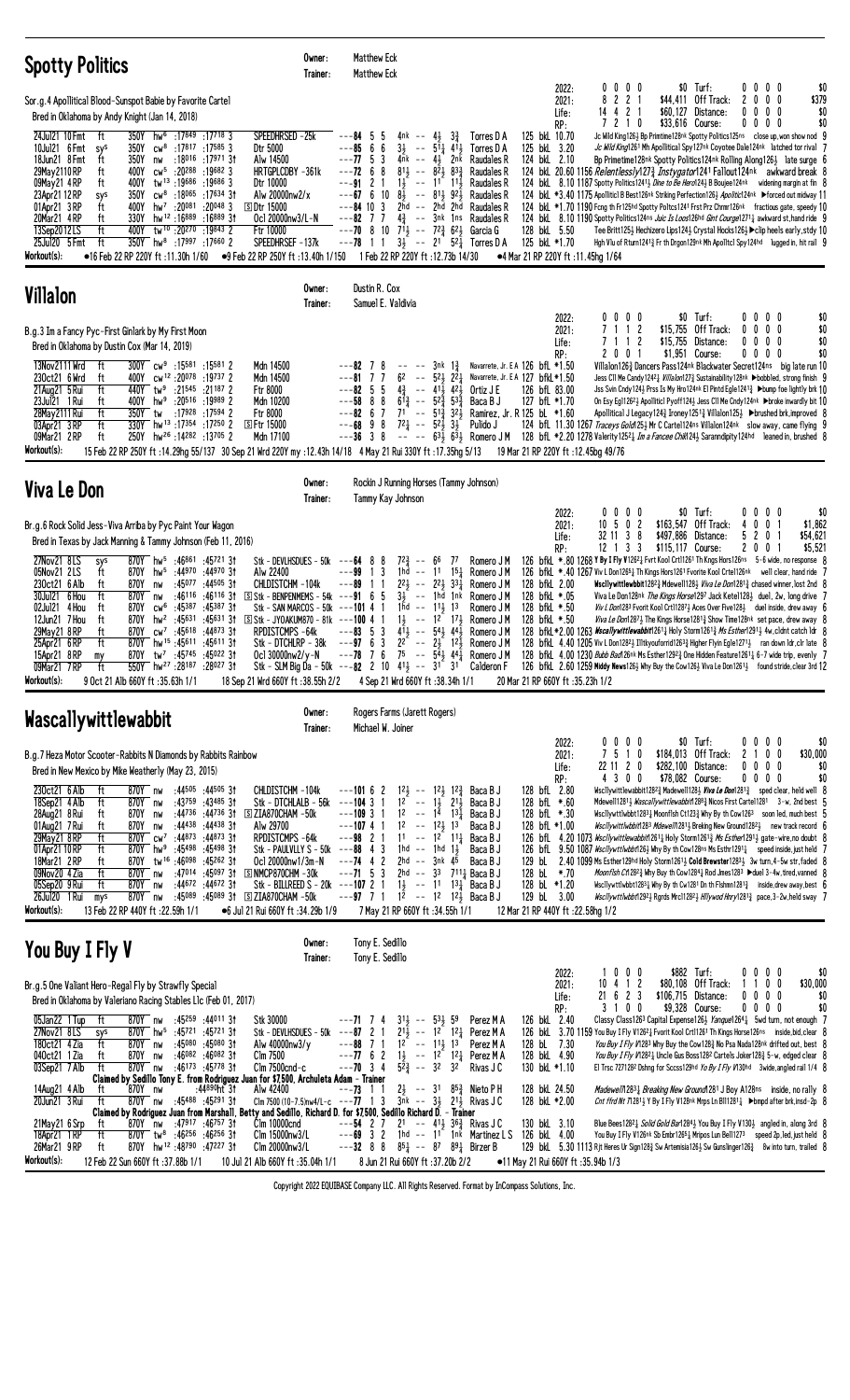## Spotty Politics

Owner: Matthew Eck
Trainer: Matthew Eck

Sor.g.4 Apollitical Blood-Sunspot Babie by Favorite Cartel
Bred in Oklahoma by Andy Knight (Jan 14, 2018)

| | | | | | | | | |
|---|---|---|---|---|---|---|---|---|
| 2022: | 0 | 0 | 0 | 0 | $0 | Turf: | 0 0 0 0 | $0 |
| 2021: | 8 | 2 | 2 | 1 | $44,411 | Off Track: | 2 0 0 0 | $379 |
| Life: | 14 | 4 | 2 | 1 | $60,127 | Distance: | 0 0 0 0 | $0 |
| RP: | 7 | 2 | 1 | 0 | $33,616 | Course: | 0 0 0 0 | $0 |

24Jul21 10Fmt ft 350Y hw⁶ :17849 :17718 3 SPEEDHRSED -25k ---84 5 5 4nk -- 4½ 3¾ Torres D A 125 bkL 10.70 Jc Wild King126½ Bp Primetime128nk Spotty Politics125ns close up, won show nod 9
10Jul21 6Fmt sys 350Y cw⁸ :17817 :17585 3 Dtr 5000 ---85 6 6 3½ -- 51¼ 41½ Torres D A 125 bkL 3.20 Jc Wild King1261 Mh Apollitical Spy127nk Coyotee Dale124nk latched tor rival 7
18Jun21 8Fmt ft 350Y nw :18016 :17971 3† Alw 14500 ---77 5 3 4nk -- 4½ 2nk Raudales R 124 bkL 2.10 Bp Primetime128nk Spotty Politics124nk Rolling Along126½ late surge 6
29May2110RP ft 400Y cw⁵ :20288 :19682 3 HRTGPLCDBY -361k ---72 6 8 81½ -- 82½ 83¾ Raudales R 124 bkL 20.60 1156 Relentlessly127½ Instygator1241 Fallout124nk awkward break 8
09May21 4RP ft 400Y tw¹³ :19886 :19886 3 Dtr 10000 ---91 2 1 1½ -- 11 11½ Raudales R 124 bkL 8.10 1187 Spotty Politics124½ One to Be Hero124½ B Boujee124nk widening margin at fin 8
23Apr21 12RP sys 350Y cw⁸ :18065 :17634 3† Alw 20000nw2/x ---67 6 10 8½ -- 81¼ 92¼ Raudales R 124 bkL *3.40 1175 Apollitic! B Best126nk Striking Perfection126½ Apollitic124nk ▶forced out midway 11
01Apr21 3RP ft 400Y hw⁷ :20081 :20048 3 Ⓢ Dtr 15000 ---84 10 3 2hd -- 2hd 2hd Raudales R 124 bkL *1.70 1190 Fcng th Fr125hd Spotty Poltcs1241 Frst Prz Chmr126nk fractious gate, speedy 10
20Mar21 4RP ft 330Y hw¹² :16869 :16889 3† Ocl 20000nw3/L-N ---82 7 7 4½ -- 3nk 1ns Raudales R 124 bkL 8.10 1190 Spotty Politics124ns Julz Is Loos126hd Gnt Courge1271¼ awkward st,hand ride 9
13Sep2012LS ft 400Y tw¹⁰ :20270 :19843 2 Ftr 10000 ---70 8 10 71½ -- 72¾ 62½ Garcia G 128 bkL 5.50 Tee Britt125½ Hechizero Lips124¾ Crystal Hocks126½ ▶clip heels early,stdy 10
25Jul20 5Fmt ft 350Y hw⁸ :17997 :17660 2 SPEEDHRSEF -137k ---78 1 1 3½ -- 21 52¾ Torres D A 125 bkL *1.70 High Vlu of Rturn1241¼ Fr th Drgon129nk Mh Apollticl Spy124hd lugged in, hit rail 9

Workout(s): ●16 Feb 22 RP 220Y ft :11.30h 1/60 ●9 Feb 22 RP 250Y ft :13.40h 1/150 1 Feb 22 RP 220Y ft :12.73b 14/30 ●4 Mar 21 RP 220Y ft :11.45hg 1/64

## Villalon

Owner: Dustin R. Cox
Trainer: Samuel E. Valdivia

B.g.3 Im a Fancy Pyc-First Ginlark by My First Moon
Bred in Oklahoma by Dustin Cox (Mar 14, 2019)

| | | | | | | | | |
|---|---|---|---|---|---|---|---|---|
| 2022: | 0 | 0 | 0 | 0 | $0 | Turf: | 0 0 0 0 | $0 |
| 2021: | 7 | 1 | 1 | 2 | $15,755 | Off Track: | 0 0 0 0 | $0 |
| Life: | 7 | 1 | 1 | 2 | $15,755 | Distance: | 0 0 0 0 | $0 |
| RP: | 2 | 0 | 0 | 1 | $1,951 | Course: | 0 0 0 0 | $0 |

13Nov2111Wrd ft 300Y cw⁹ :15581 :15581 2 Mdn 14500 ---82 7 8 -- -- 3nk 1¾ Navarrete, Jr. E A 126 bfL *1.50 Villalon126¾ Danzin Pass124nk Blackwater Secret124ns big late run 10
23Oct21 6Wrd ft 400Y cw¹² :20078 :19737 2 Mdn 14500 ---81 7 7 62 -- 52½ 22¼ Navarrete, Jr. E A 127 bfkL*1.50 Jess Cll Me Candy1242¼ Villalon127¾ Sustainability128nk ▶bobbled, strong finish 9
21Aug21 5Rui ft 440Y hw⁹ :21545 :21187 2 Ftr 8000 ---82 5 5 4¾ -- 41¼ 42½ Ortiz J E 126 bfL 83.00 Jss Svin Cndy124½ Prss Is My Hro124nk El Pintd Egle1241¾ ▶bump foe lightly brk 10
23Jul21 1Rui ft 400Y hw⁹ :20516 :19989 2 Mdn 10200 ---58 8 8 61¾ -- 52¾ 53¾ Baca B J 127 bfL *1.70 On Esy Eg1126²½ Apollticl Pyoff124½ Jess Cll Me Cndy124nk ▶broke inwardly bit 10
28May2111Rui ft 350Y tw :17928 :17594 2 Ftr 8000 ---82 6 7 71 -- 51¾ 32½ Ramirez, Jr. R 125 bL *1.60 Apollitical J Legacy124¾ Ironey1251¾ Villalon125½ ▶brushed brk,improved 8
03Apr21 3RP ft 330Y hw¹³ :17354 :17250 2 Ⓢ Ftr 15000 ---68 9 8 72¼ -- 52¼ 3½ Pulido J 124 bfL 11.30 1267 Traceys Gold125¾ Mr C Cartel124ns Villalon124nk slow away, came flying 9
09Mar21 2RP ft 250Y hw²⁶ :14282 :13705 2 Mdn 17100 ---36 3 8 -- -- 63½ 63½ Romero J M 128 bfL *2.20 1278 Valerity1252¼ Im a Fancee Chik124½ Saranndipity124hd leaned in, brushed 8

Workout(s): 15 Feb 22 RP 250Y ft :14.29hg 55/137 30 Sep 21 Wrd 220Y my :12.43h 14/18 4 May 21 Rui 330Y ft :17.35hg 5/13 19 Mar 21 RP 220Y ft :12.45bg 49/76

## Viva Le Don

Owner: Rockin J Running Horses (Tammy Johnson)
Trainer: Tammy Kay Johnson

Br.g.6 Rock Solid Jess-Viva Arriba by Pyc Paint Your Wagon
Bred in Texas by Jack Manning & Tammy Johnson (Feb 11, 2016)

| | | | | | | | | |
|---|---|---|---|---|---|---|---|---|
| 2022: | 0 | 0 | 0 | 0 | $0 | Turf: | 0 0 0 0 | $0 |
| 2021: | 10 | 5 | 0 | 2 | $163,547 | Off Track: | 4 0 0 1 | $1,862 |
| Life: | 32 | 11 | 3 | 8 | $497,886 | Distance: | 5 2 0 1 | $54,621 |
| RP: | 12 | 1 | 3 | 3 | $115,117 | Course: | 2 0 0 1 | $5,521 |

27Nov21 8LS sys 870Y hw⁵ :46861 :45721 3† Stk - DEVLHSDUES - 50k ---64 8 8 72¾ -- 66 77 Romero J M 126 bfkL *.80 1268 Y By I Fly V1262¼ Fvrt Kool Crt1261 Th Kngs Hors126ns 5-6 wide, no response 8
05Nov21 2LS ft 870Y hw⁵ :44970 :44970 3† Alw 22400 ---99 1 3 1hd -- 11 15¼ Romero J M 126 bfkL *.40 1267 Viv L Don1265¼ Th Kngs Hors1261 Fvorite Kool Crtel126nk well clear, hand ride 7
23Oct21 6Alb ft 870Y nw :45077 :44505 3† CHLDISTCHM -104k ---89 1 1 22½ -- 22½ 33¾ Romero J M 128 bfkL 2.00 Wscllywittlewbbit1282¾ Mdewell128½ Viva Le Don1281¼ chased winner,lost 2nd 8
30Jul21 6Hou ft 870Y nw :46116 :46116 3† Ⓢ Stk - BENPENMEMS - 54k ---91 6 5 3½ -- 1hd 1nk Romero J M 128 bfkL *.05 Viva Le Don128nk The Kings Horse1297 Jack Ketel128½ duel, 2w, long drive 7
02Jul21 4Hou ft 870Y cw⁶ :45387 :45387 3† Stk - SAN MARCOS - 50k ---101 4 1 1hd -- 11½ 13 Romero J M 128 bfkL *.50 Viv L Don1283 Fvorit Kool Crt11281½ Aces Over Five128¾ duel inside, drew away 6
12Jun21 7Hou ft 870Y hw² :45631 :45631 3† Ⓢ Stk - JYOAKUM870 - 81k ---100 4 1 1½ -- 12 17½ Romero J M 128 bfkL *.50 Viva Le Don1287½ The Kings Horse1281¼ Show Time128nk set pace, drew away 8
29May21 8RP ft 870Y cw⁷ :45618 :44873 3† RPDISTCMPS -64k ---83 5 3 41½ -- 54¾ 44¼ Romero J M 128 bfkL*2.00 1263 Wscallywittlewabbit1261¼ Ms Esther1291¾ Aw,cldnt catch ldr 8
25Apr21 6RP ft 870Y hw¹⁵ :45611 :45611 3† Stk - DTCHLRP - 38k ---97 6 3 22 -- 2½ 12½ Romero J M 128 bfkL 4.40 1205 Viv L Don1282½ Ilttkyouforrid1263¾ Higher Flyin Egle1271¼ ran down ldr,clr late 8
15Apr21 8RP my 870Y tw⁷ :45745 :45022 3† Ocl 30000nw2/y-N ---78 7 6 75 -- 54¾ 44¼ Romero J M 128 bfkL 4.00 1230 Bubb Baa126nk Ms Esther1292¾ One Hidden Feature1261¼ 6-7 wide trip, evenly 7
09Mar21 7RP ft 550Y hw²⁷ :28187 :28027 3† Stk - SLM Big Da - 50k ---82 2 10 41½ -- 31 31 Calderon F 126 bfkL 2.60 1259 Middy News126½ Why Buy the Cow126¼ Viva Le Don1261¼ found stride,clear 3rd 12

Workout(s): 9 Oct 21 Alb 660Y ft :35.63h 1/1 18 Sep 21 Wrd 660Y ft :38.55h 2/2 4 Sep 21 Wrd 660Y ft :38.34h 1/1 20 Mar 21 RP 660Y ft :35.23h 1/2

## Wascallywittlewabbit

Owner: Rogers Farms (Jarett Rogers)
Trainer: Michael W. Joiner

B.g.7 Heza Motor Scooter-Rabbits N Diamonds by Rabbits Rainbow
Bred in New Mexico by Mike Weatherly (May 23, 2015)

| | | | | | | | | |
|---|---|---|---|---|---|---|---|---|
| 2022: | 0 | 0 | 0 | 0 | $0 | Turf: | 0 0 0 0 | $0 |
| 2021: | 7 | 5 | 1 | 0 | $184,013 | Off Track: | 2 1 0 0 | $30,000 |
| Life: | 22 | 11 | 2 | 0 | $282,100 | Distance: | 0 0 0 0 | $0 |
| RP: | 4 | 3 | 0 | 0 | $78,082 | Course: | 0 0 0 0 | $0 |

23Oct21 6Alb ft 870Y nw :44505 :44505 3† CHLDISTCHM -104k ---101 6 2 12½ -- 12½ 12¾ Baca B J 128 bfL 2.80 Wscllywittlewabbit1282¾ Madewell128½ Viva Le Don1281¼ sped clear, held well 8
18Sep21 4Alb ft 870Y nw :43759 :43485 3† Stk - DTCHLALB - 56k ---104 3 1 12 -- 1½ 21½ Baca B J 128 bfL *.60 Mdewell1281½ Wscallywittlewabbit128¾ Nicos First Cartel1281 3-w, 2nd best 5
28Aug21 8Rui ft 870Y nw :44736 :44736 3† Ⓢ ZIA870CHAM -50k ---109 3 1 12 -- 14 13¼ Baca B J 128 bfL *.30 Wscllywittlwbbit1283¼ Moonfish Ct123¾ Why By th Cow126ns soon led, much best 5
01Aug21 7Rui ft 870Y nw :44438 :44438 3† Alw 29700 ---107 4 1 12 -- 12½ 13 Baca B J 128 bfL *1.00 Wscllywittlwbbit1283 Mdewell1281½ Breking New Ground12823 new track record 6
29May21 8RP ft 870Y cw⁷ :44873 :44873 3† RPDISTCMPS -64k ---98 2 1 11 -- 12 11¼ Baca B J 126 bfL 4.20 1073 Wsclllywittlewabbit1261¼ Holy Storm1261¾ Ms Esther1291¾ gate-wire,no doubt 8
01Apr21 10RP ft 870Y hw⁹ :45498 :45498 3† Stk - PAULVLLY S - 50k ---88 4 3 1hd -- 1hd 1½ Baca B J 126 bfL 9.50 1087 Wscllywittlwbbt126½ Why By th Cow128ns Ms Esthr1291¼ speed inside, just held 7
18Mar21 2RP ft 870Y tw¹⁶ :46098 :45262 3† Ocl 20000nw1/3m-N ---74 4 2 2hd -- 3nk 45 Baca B J 129 bL 2.40 1099 Ms Esther129hd Holy Storm1261¼ Cold Brewster1283¼ 3w turn,4-5w str,faded 8
09Nov20 4Zia ft 870Y nw :47014 :45097 3† Ⓢ NMCP870CHM -30k ---71 5 3 2hd -- 33 711¼ Baca B J 128 bL *.70 Moonfish Ct1282¼ Why Buy th Cow1284¾ Rod Jmes1283 ▶duel 3-4w, tired, vanned 8
05Sep20 9Rui ft 870Y nw :44672 :44672 3† Stk - BILLREED S - 20k ---107 2 1 1½ -- 11 13¾ Baca B J 128 bL *1.20 Wscllywittlwbbt128¾ Why By th Cw1281 Dn th Fishmn1281¾ inside,drew away,best 6
26Jul20 1Rui mys 870Y nw :45089 :45089 3† Ⓢ ZIA870CHAM -50k ---97 7 1 12 -- 12 12½ Baca B J 129 bL 3.00 Wscllywittlwbbt1292½ Rgrds Mrcl1282¼ Hllywod Hnry1281½ pace,3-2w,held sway 7

Workout(s): 13 Feb 22 RP 440Y ft :22.59h 1/1 ●6 Jul 21 Rui 660Y ft :34.29b 1/9 7 May 21 RP 660Y ft :34.55h 1/1 12 Mar 21 RP 440Y ft :22.58hg 1/2

## You Buy I Fly V

Owner: Tony E. Sedillo
Trainer: Tony E. Sedillo

Br.g.5 One Valiant Hero-Regal Fly by Strawfly Special
Bred in Oklahoma by Valeriano Racing Stables Llc (Feb 01, 2017)

| | | | | | | | | |
|---|---|---|---|---|---|---|---|---|
| 2022: | 1 | 0 | 0 | 0 | $882 | Turf: | 0 0 0 0 | $0 |
| 2021: | 10 | 4 | 1 | 2 | $80,108 | Off Track: | 1 1 0 0 | $30,000 |
| Life: | 21 | 6 | 2 | 3 | $106,715 | Distance: | 0 0 0 0 | $0 |
| RP: | 3 | 1 | 0 | 0 | $9,328 | Course: | 0 0 0 0 | $0 |

05Jan22 1Tup ft 870Y nw :45259 :44011 3† Stk 30000 ---71 7 4 31½ -- 53½ 59 Perez M A 126 bkL 2.40 Classy Class126¾ Capital Expense126½ Yanquel1264¼ 5wd turn, not enough 7
27Nov21 8LS sys 870Y hw⁵ :45721 :45721 3† Stk - DEVLHSDUES - 50k ---87 2 1 21½ -- 12 12¼ Perez M A 126 bkL 3.70 1159 You Buy I Fly V1262¼ Fvorit Kool Crt1261 Th Kings Horse126ns inside,bid,clear 8
18Oct21 4Zia ft 870Y nw :45080 :45080 3† Alw 40000nw3/y ---88 7 1 12 -- 11½ 13 Perez M A 128 bL 7.30 You Buy I Fly V1283 Why Buy the Cow128¾ No Psa Nada128nk drifted out, best 8
04Oct21 1Zia ft 870Y nw :46082 :46082 3† Clm 7500 ---77 6 2 1½ -- 12 12¼ Perez M A 128 bkL 4.90 You Buy I Fly V1282¼ Uncle Gus Boss1282 Cartels Joker128¾ 5-w, edged clear 8
03Sep21 7Alb ft 870Y nw :46173 :45778 3† Clm 7500cnd-c ---70 3 4 52¾ -- 32 32 Rivas J C 130 bkL *1.10 El Trsc 727128² Dshng for Sccss129hd Yo By I Fly V130hd 3wide,angled rail 1/4 8

Claimed by Sedillo Tony E. from Rodriguez Juan for $7,500, Archuleta Adam - Trainer

14Aug21 4Alb ft 870Y nw :44890ht 3† Alw 42400 ---73 1 1 2½ -- 31 85¾ Nieto P H 128 bkL 24.50 Madewell1283¼ Breaking New Ground128¹ J Boy 128ns inside, no rally 8
20Jun21 3Rui ft 870Y nw :45488 :45291 3† Clm 7500 (10-7.5)nw4/L-c ---77 1 3 3nk -- 3½ 21½ Rivas J C 128 bkL *2.00 Cnt ffrd Nt 7128¹½ Y By I Fly V128nk Mrpos Ln Bll1281¼ ▶bmpd after brk,insd-2p 8

Claimed by Rodriguez Juan from Marshall, Betty and Sedillo, Richard D. for $7,500, Sedillo Richard D. - Trainer

21May21 6Srp ft 870Y nw :47917 :46757 3† Clm 10000cnd ---54 2 7 21 -- 41½ 36¾ Rivas J C 130 bkL 3.10 Blue Bees1282½ Solid Gold Bar1284¼ You Buy I Fly V130¾ angled in, along 3rd 8
18Apr21 1RP ft 870Y tw⁸ :46256 :46256 3† Clm 15000nw3/L ---69 3 2 1hd -- 11 1nk Martinez L S 126 bkL 4.00 You Buy I Fly V126nk Sb Embr1265½ Mripos Lun Bell1277 speed 2p,led,just held 8
26Mar21 9RP ft 870Y hw¹² :48790 :47227 3† Clm 20000nw3/L ---32 8 8 85¼ -- 87 89¾ Birzer B 129 bkL 5.30 1113 Rjt Heres Ur Sign128¾ Sw Artemisia126½ Sw Gunslinger126¾ 8w into turn, trailed 8

Workout(s): 12 Feb 22 Sun 660Y ft :37.88b 1/1 10 Jul 21 Alb 660Y ft :35.04h 1/1 8 Jun 21 Rui 660Y ft :37.20b 2/2 ●11 May 21 RP 660Y ft :35.94b 1/3